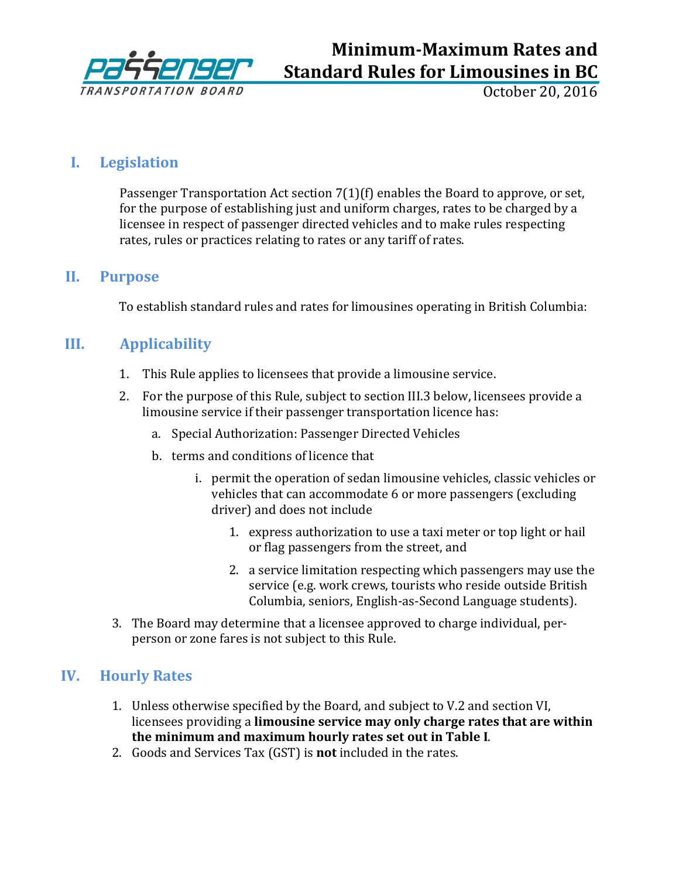# Minimum-Maximum Rates and Standard Rules for Limousines in BC

October 20, 2016

## I. Legislation

Passenger Transportation Act section 7(1)(f) enables the Board to approve, or set, for the purpose of establishing just and uniform charges, rates to be charged by a licensee in respect of passenger directed vehicles and to make rules respecting rates, rules or practices relating to rates or any tariff of rates.

## II. Purpose

To establish standard rules and rates for limousines operating in British Columbia:

## III. Applicability

1. This Rule applies to licensees that provide a limousine service.
2. For the purpose of this Rule, subject to section III.3 below, licensees provide a limousine service if their passenger transportation licence has:
   a. Special Authorization: Passenger Directed Vehicles
   b. terms and conditions of licence that
      i. permit the operation of sedan limousine vehicles, classic vehicles or vehicles that can accommodate 6 or more passengers (excluding driver) and does not include
         1. express authorization to use a taxi meter or top light or hail or flag passengers from the street, and
         2. a service limitation respecting which passengers may use the service (e.g. work crews, tourists who reside outside British Columbia, seniors, English-as-Second Language students).
3. The Board may determine that a licensee approved to charge individual, per-person or zone fares is not subject to this Rule.

## IV. Hourly Rates

1. Unless otherwise specified by the Board, and subject to V.2 and section VI, licensees providing a **limousine service may only charge rates that are within the minimum and maximum hourly rates set out in Table I**.
2. Goods and Services Tax (GST) is **not** included in the rates.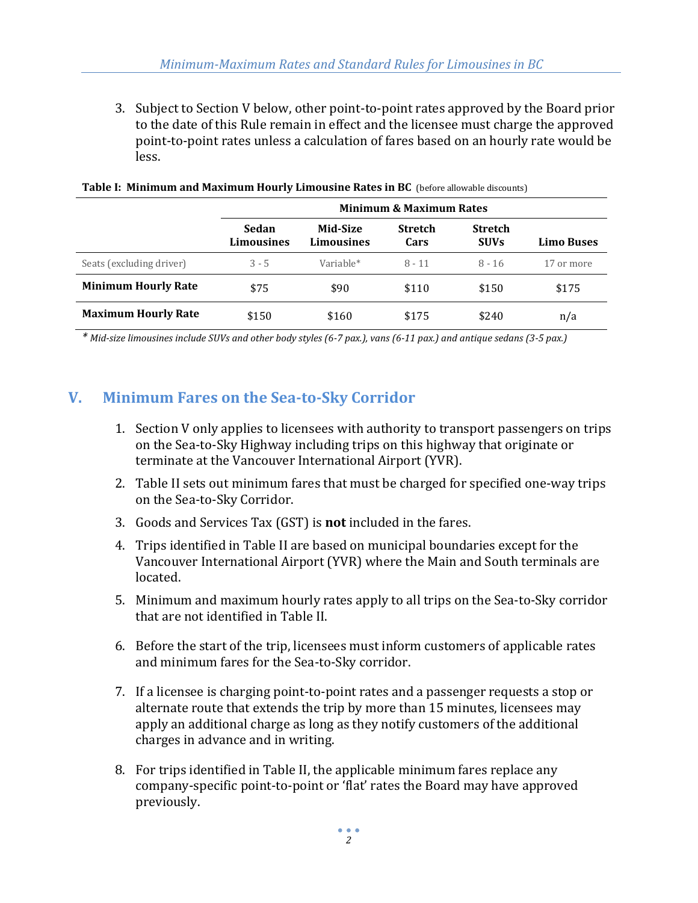3. Subject to Section V below, other point-to-point rates approved by the Board prior to the date of this Rule remain in effect and the licensee must charge the approved point-to-point rates unless a calculation of fares based on an hourly rate would be less.

**Table I: Minimum and Maximum Hourly Limousine Rates in BC** (before allowable discounts)

| | Minimum & Maximum Rates | | | | |
|---|---|---|---|---|---|
| | **Sedan Limousines** | **Mid-Size Limousines** | **Stretch Cars** | **Stretch SUVs** | **Limo Buses** |
| Seats (excluding driver) | 3 - 5 | Variable* | 8 - 11 | 8 - 16 | 17 or more |
| **Minimum Hourly Rate** | $75 | $90 | $110 | $150 | $175 |
| **Maximum Hourly Rate** | $150 | $160 | $175 | $240 | n/a |

*\* Mid-size limousines include SUVs and other body styles (6-7 pax.), vans (6-11 pax.) and antique sedans (3-5 pax.)*

## V. Minimum Fares on the Sea-to-Sky Corridor

1. Section V only applies to licensees with authority to transport passengers on trips on the Sea-to-Sky Highway including trips on this highway that originate or terminate at the Vancouver International Airport (YVR).
2. Table II sets out minimum fares that must be charged for specified one-way trips on the Sea-to-Sky Corridor.
3. Goods and Services Tax (GST) is **not** included in the fares.
4. Trips identified in Table II are based on municipal boundaries except for the Vancouver International Airport (YVR) where the Main and South terminals are located.
5. Minimum and maximum hourly rates apply to all trips on the Sea-to-Sky corridor that are not identified in Table II.
6. Before the start of the trip, licensees must inform customers of applicable rates and minimum fares for the Sea-to-Sky corridor.
7. If a licensee is charging point-to-point rates and a passenger requests a stop or alternate route that extends the trip by more than 15 minutes, licensees may apply an additional charge as long as they notify customers of the additional charges in advance and in writing.
8. For trips identified in Table II, the applicable minimum fares replace any company-specific point-to-point or 'flat' rates the Board may have approved previously.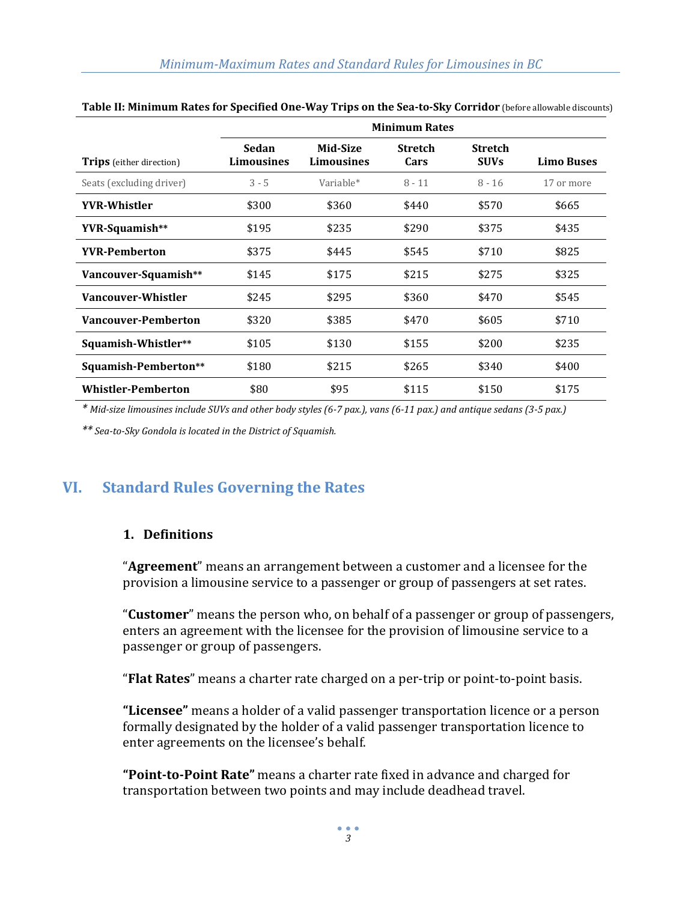**Table II: Minimum Rates for Specified One-Way Trips on the Sea-to-Sky Corridor** (before allowable discounts)

| | Minimum Rates | | | | |
|---|---|---|---|---|---|
| **Trips** (either direction) | **Sedan Limousines** | **Mid-Size Limousines** | **Stretch Cars** | **Stretch SUVs** | **Limo Buses** |
| Seats (excluding driver) | 3 - 5 | Variable* | 8 - 11 | 8 - 16 | 17 or more |
| **YVR-Whistler** | $300 | $360 | $440 | $570 | $665 |
| **YVR-Squamish**** | $195 | $235 | $290 | $375 | $435 |
| **YVR-Pemberton** | $375 | $445 | $545 | $710 | $825 |
| **Vancouver-Squamish**** | $145 | $175 | $215 | $275 | $325 |
| **Vancouver-Whistler** | $245 | $295 | $360 | $470 | $545 |
| **Vancouver-Pemberton** | $320 | $385 | $470 | $605 | $710 |
| **Squamish-Whistler**** | $105 | $130 | $155 | $200 | $235 |
| **Squamish-Pemberton**** | $180 | $215 | $265 | $340 | $400 |
| **Whistler-Pemberton** | $80 | $95 | $115 | $150 | $175 |

*\* Mid-size limousines include SUVs and other body styles (6-7 pax.), vans (6-11 pax.) and antique sedans (3-5 pax.)*

*\*\* Sea-to-Sky Gondola is located in the District of Squamish.*

## VI. Standard Rules Governing the Rates

### 1. Definitions

"**Agreement**" means an arrangement between a customer and a licensee for the provision a limousine service to a passenger or group of passengers at set rates.

"**Customer**" means the person who, on behalf of a passenger or group of passengers, enters an agreement with the licensee for the provision of limousine service to a passenger or group of passengers.

"**Flat Rates**" means a charter rate charged on a per-trip or point-to-point basis.

**"Licensee"** means a holder of a valid passenger transportation licence or a person formally designated by the holder of a valid passenger transportation licence to enter agreements on the licensee's behalf.

**"Point-to-Point Rate"** means a charter rate fixed in advance and charged for transportation between two points and may include deadhead travel.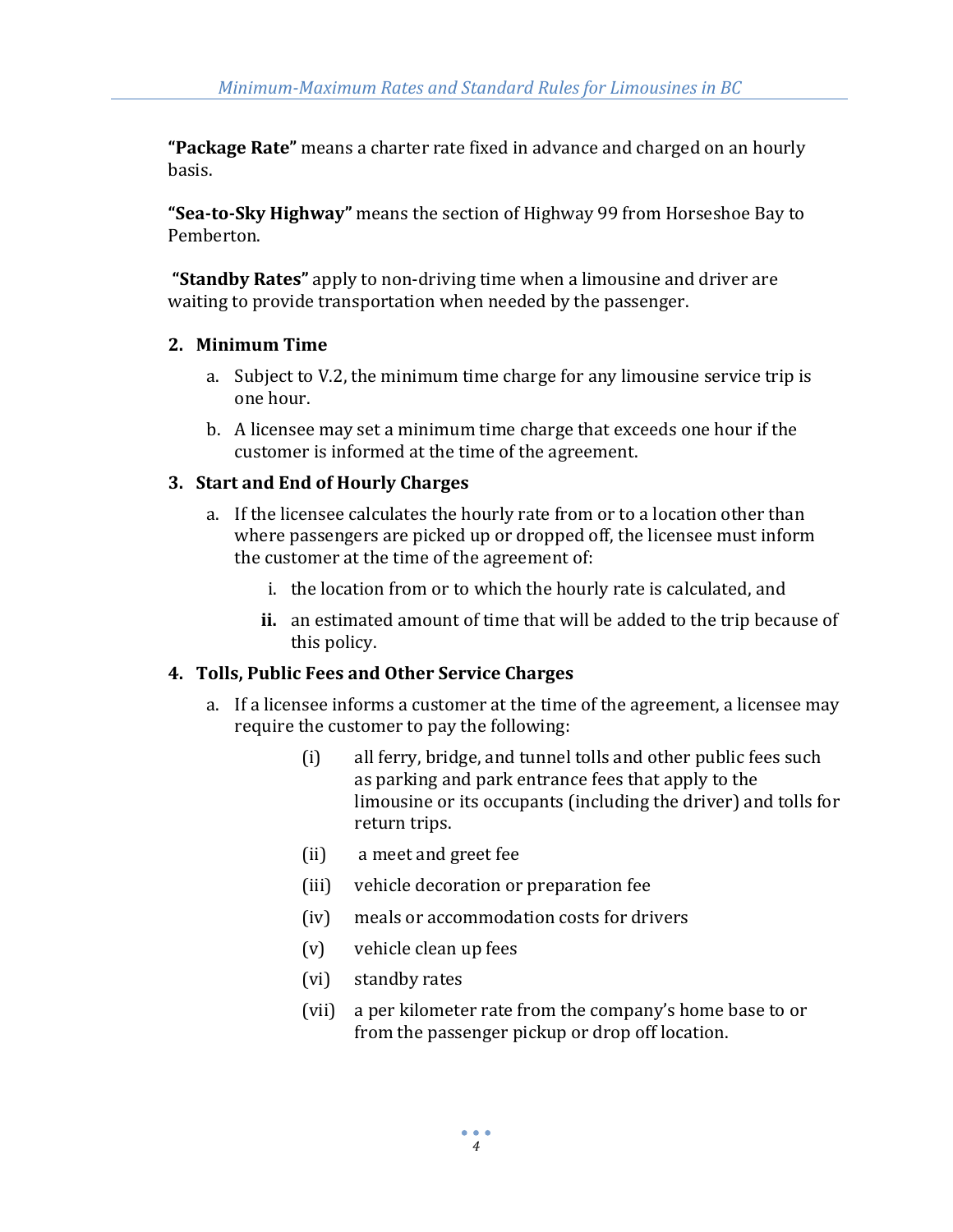**"Package Rate"** means a charter rate fixed in advance and charged on an hourly basis.

**"Sea-to-Sky Highway"** means the section of Highway 99 from Horseshoe Bay to Pemberton.

**"Standby Rates"** apply to non-driving time when a limousine and driver are waiting to provide transportation when needed by the passenger.

## 2. Minimum Time

a. Subject to V.2, the minimum time charge for any limousine service trip is one hour.

b. A licensee may set a minimum time charge that exceeds one hour if the customer is informed at the time of the agreement.

## 3. Start and End of Hourly Charges

a. If the licensee calculates the hourly rate from or to a location other than where passengers are picked up or dropped off, the licensee must inform the customer at the time of the agreement of:

   i. the location from or to which the hourly rate is calculated, and

   **ii.** an estimated amount of time that will be added to the trip because of this policy.

## 4. Tolls, Public Fees and Other Service Charges

a. If a licensee informs a customer at the time of the agreement, a licensee may require the customer to pay the following:

   (i) all ferry, bridge, and tunnel tolls and other public fees such as parking and park entrance fees that apply to the limousine or its occupants (including the driver) and tolls for return trips.

   (ii) a meet and greet fee

   (iii) vehicle decoration or preparation fee

   (iv) meals or accommodation costs for drivers

   (v) vehicle clean up fees

   (vi) standby rates

   (vii) a per kilometer rate from the company's home base to or from the passenger pickup or drop off location.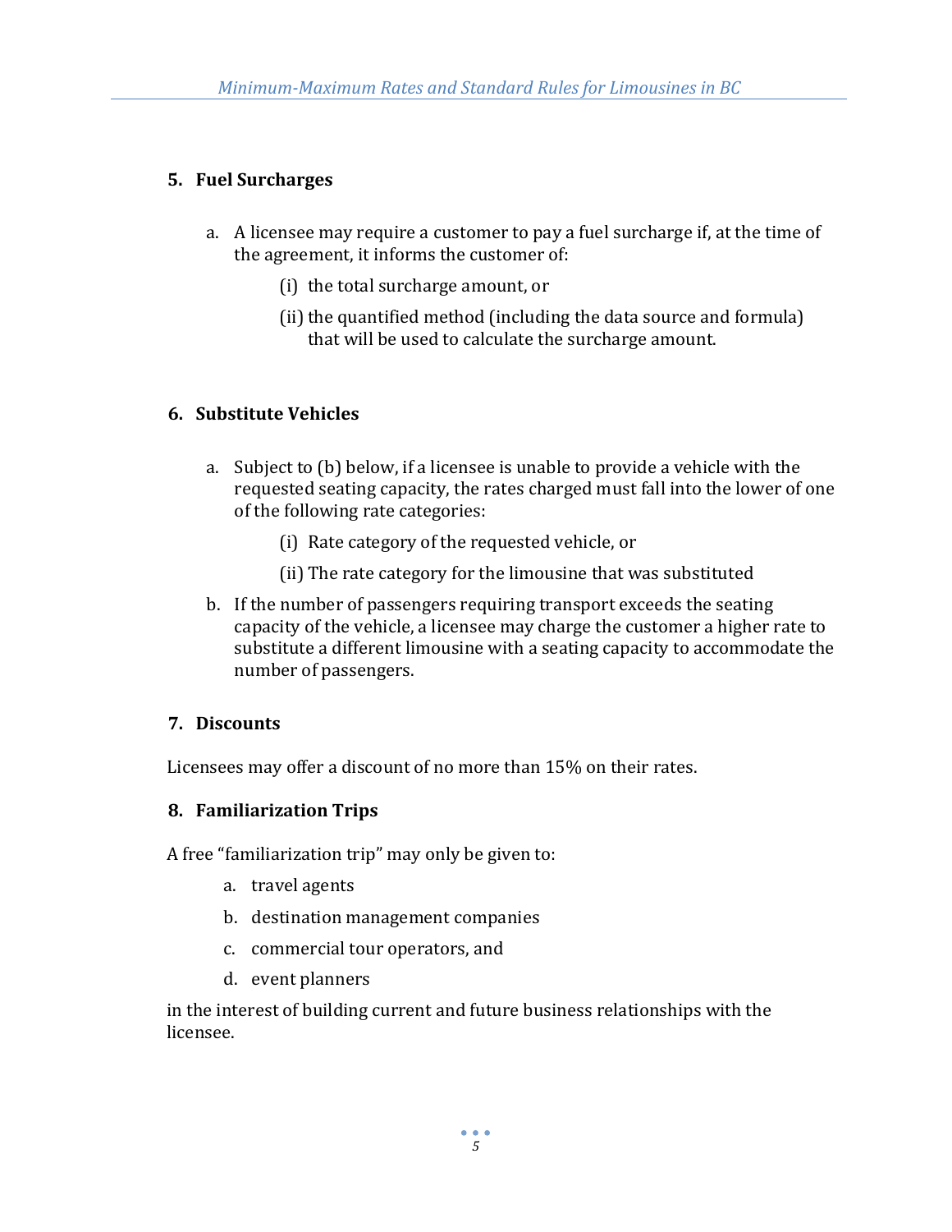## 5. Fuel Surcharges

a. A licensee may require a customer to pay a fuel surcharge if, at the time of the agreement, it informs the customer of:

   (i) the total surcharge amount, or

   (ii) the quantified method (including the data source and formula) that will be used to calculate the surcharge amount.

## 6. Substitute Vehicles

a. Subject to (b) below, if a licensee is unable to provide a vehicle with the requested seating capacity, the rates charged must fall into the lower of one of the following rate categories:

   (i) Rate category of the requested vehicle, or

   (ii) The rate category for the limousine that was substituted

b. If the number of passengers requiring transport exceeds the seating capacity of the vehicle, a licensee may charge the customer a higher rate to substitute a different limousine with a seating capacity to accommodate the number of passengers.

## 7. Discounts

Licensees may offer a discount of no more than 15% on their rates.

## 8. Familiarization Trips

A free "familiarization trip" may only be given to:

a. travel agents

b. destination management companies

c. commercial tour operators, and

d. event planners

in the interest of building current and future business relationships with the licensee.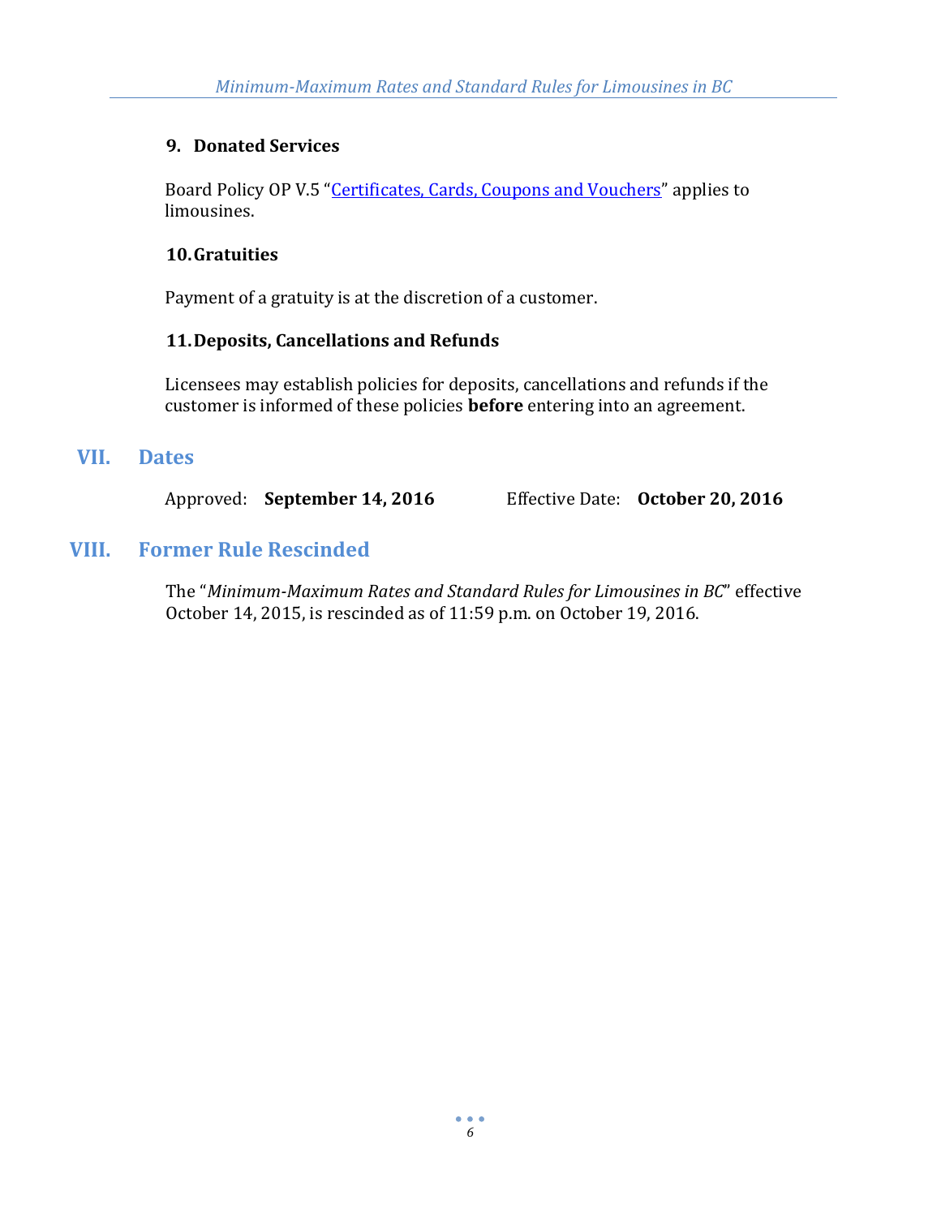### 9. Donated Services

Board Policy OP V.5 "[Certificates, Cards, Coupons and Vouchers]" applies to limousines.

### 10. Gratuities

Payment of a gratuity is at the discretion of a customer.

### 11. Deposits, Cancellations and Refunds

Licensees may establish policies for deposits, cancellations and refunds if the customer is informed of these policies **before** entering into an agreement.

## VII. Dates

Approved: **September 14, 2016** Effective Date: **October 20, 2016**

## VIII. Former Rule Rescinded

The "*Minimum-Maximum Rates and Standard Rules for Limousines in BC*" effective October 14, 2015, is rescinded as of 11:59 p.m. on October 19, 2016.